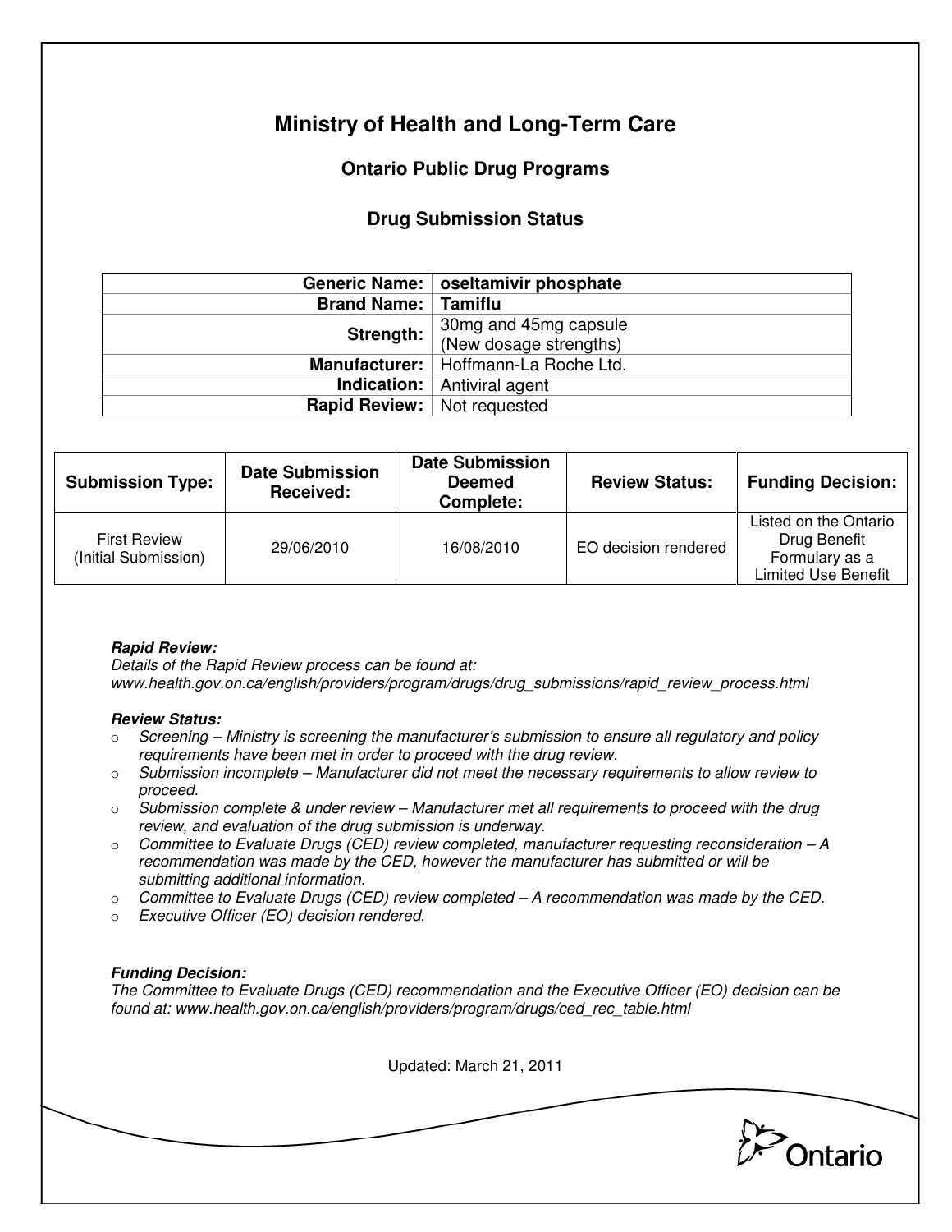# Ministry of Health and Long-Term Care

## Ontario Public Drug Programs

### Drug Submission Status

| | |
|---|---|
| **Generic Name:** | **oseltamivir phosphate** |
| **Brand Name:** | **Tamiflu** |
| **Strength:** | 30mg and 45mg capsule (New dosage strengths) |
| **Manufacturer:** | Hoffmann-La Roche Ltd. |
| **Indication:** | Antiviral agent |
| **Rapid Review:** | Not requested |

| **Submission Type:** | **Date Submission Received:** | **Date Submission Deemed Complete:** | **Review Status:** | **Funding Decision:** |
|---|---|---|---|---|
| First Review (Initial Submission) | 29/06/2010 | 16/08/2010 | EO decision rendered | Listed on the Ontario Drug Benefit Formulary as a Limited Use Benefit |

***Rapid Review:***
*Details of the Rapid Review process can be found at:*
*www.health.gov.on.ca/english/providers/program/drugs/drug_submissions/rapid_review_process.html*

***Review Status:***

- *Screening – Ministry is screening the manufacturer's submission to ensure all regulatory and policy requirements have been met in order to proceed with the drug review.*
- *Submission incomplete – Manufacturer did not meet the necessary requirements to allow review to proceed.*
- *Submission complete & under review – Manufacturer met all requirements to proceed with the drug review, and evaluation of the drug submission is underway.*
- *Committee to Evaluate Drugs (CED) review completed, manufacturer requesting reconsideration – A recommendation was made by the CED, however the manufacturer has submitted or will be submitting additional information.*
- *Committee to Evaluate Drugs (CED) review completed – A recommendation was made by the CED.*
- *Executive Officer (EO) decision rendered.*

***Funding Decision:***
*The Committee to Evaluate Drugs (CED) recommendation and the Executive Officer (EO) decision can be found at: www.health.gov.on.ca/english/providers/program/drugs/ced_rec_table.html*

Updated: March 21, 2011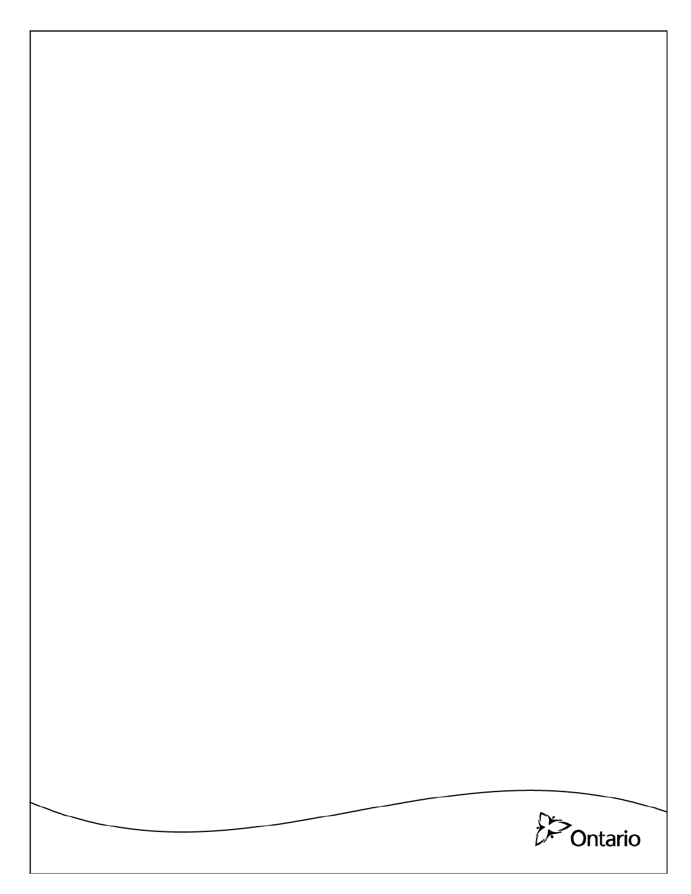Ontario